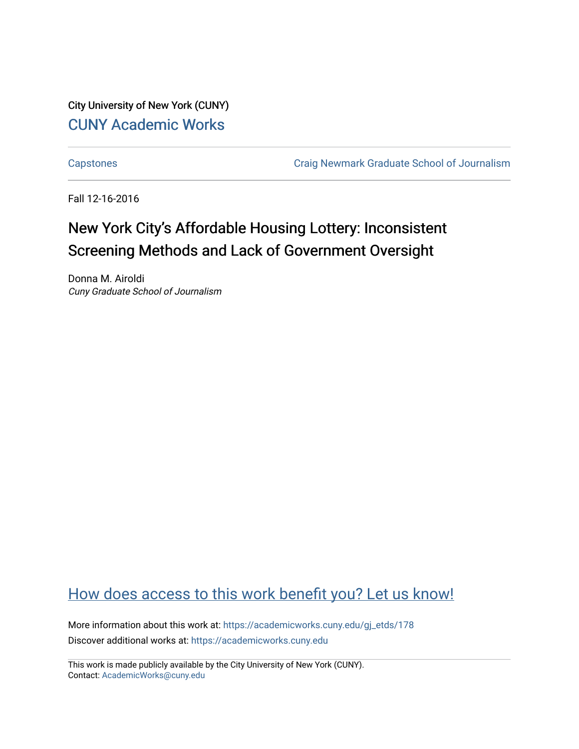City University of New York (CUNY)

CUNY Academic Works

---

Capstones

Craig Newmark Graduate School of Journalism

---

Fall 12-16-2016

# New York City's Affordable Housing Lottery: Inconsistent Screening Methods and Lack of Government Oversight

Donna M. Airoldi

*Cuny Graduate School of Journalism*

How does access to this work benefit you? Let us know!

More information about this work at: https://academicworks.cuny.edu/gj_etds/178

Discover additional works at: https://academicworks.cuny.edu

---

This work is made publicly available by the City University of New York (CUNY).
Contact: AcademicWorks@cuny.edu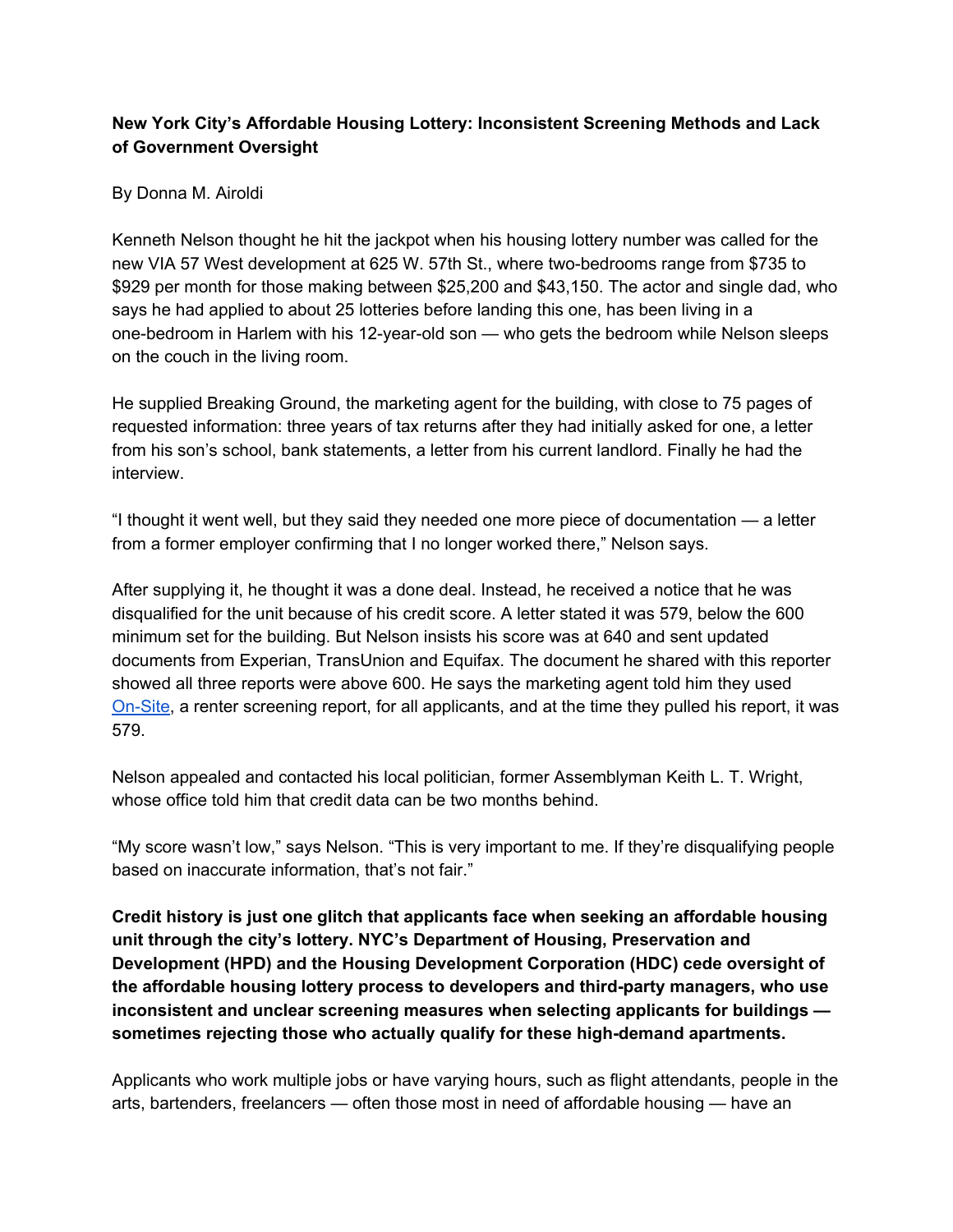**New York City's Affordable Housing Lottery: Inconsistent Screening Methods and Lack of Government Oversight**

By Donna M. Airoldi

Kenneth Nelson thought he hit the jackpot when his housing lottery number was called for the new VIA 57 West development at 625 W. 57th St., where two-bedrooms range from $735 to $929 per month for those making between $25,200 and $43,150. The actor and single dad, who says he had applied to about 25 lotteries before landing this one, has been living in a one-bedroom in Harlem with his 12-year-old son — who gets the bedroom while Nelson sleeps on the couch in the living room.

He supplied Breaking Ground, the marketing agent for the building, with close to 75 pages of requested information: three years of tax returns after they had initially asked for one, a letter from his son's school, bank statements, a letter from his current landlord. Finally he had the interview.

"I thought it went well, but they said they needed one more piece of documentation — a letter from a former employer confirming that I no longer worked there," Nelson says.

After supplying it, he thought it was a done deal. Instead, he received a notice that he was disqualified for the unit because of his credit score. A letter stated it was 579, below the 600 minimum set for the building. But Nelson insists his score was at 640 and sent updated documents from Experian, TransUnion and Equifax. The document he shared with this reporter showed all three reports were above 600. He says the marketing agent told him they used [On-Site](), a renter screening report, for all applicants, and at the time they pulled his report, it was 579.

Nelson appealed and contacted his local politician, former Assemblyman Keith L. T. Wright, whose office told him that credit data can be two months behind.

"My score wasn't low," says Nelson. "This is very important to me. If they're disqualifying people based on inaccurate information, that's not fair."

**Credit history is just one glitch that applicants face when seeking an affordable housing unit through the city's lottery. NYC's Department of Housing, Preservation and Development (HPD) and the Housing Development Corporation (HDC) cede oversight of the affordable housing lottery process to developers and third-party managers, who use inconsistent and unclear screening measures when selecting applicants for buildings — sometimes rejecting those who actually qualify for these high-demand apartments.**

Applicants who work multiple jobs or have varying hours, such as flight attendants, people in the arts, bartenders, freelancers — often those most in need of affordable housing — have an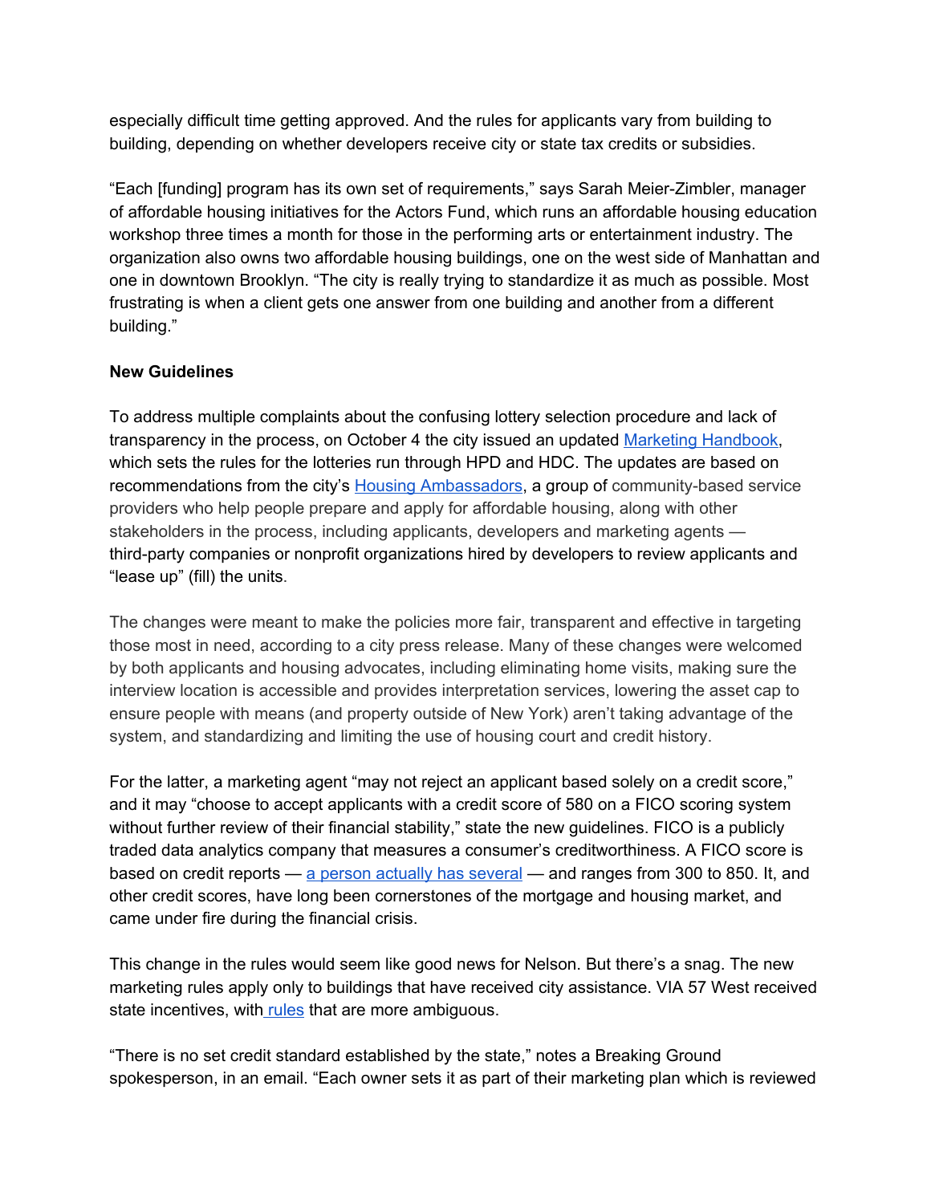especially difficult time getting approved. And the rules for applicants vary from building to building, depending on whether developers receive city or state tax credits or subsidies.

"Each [funding] program has its own set of requirements," says Sarah Meier-Zimbler, manager of affordable housing initiatives for the Actors Fund, which runs an affordable housing education workshop three times a month for those in the performing arts or entertainment industry. The organization also owns two affordable housing buildings, one on the west side of Manhattan and one in downtown Brooklyn. "The city is really trying to standardize it as much as possible. Most frustrating is when a client gets one answer from one building and another from a different building."

**New Guidelines**

To address multiple complaints about the confusing lottery selection procedure and lack of transparency in the process, on October 4 the city issued an updated Marketing Handbook, which sets the rules for the lotteries run through HPD and HDC. The updates are based on recommendations from the city's Housing Ambassadors, a group of community-based service providers who help people prepare and apply for affordable housing, along with other stakeholders in the process, including applicants, developers and marketing agents — third-party companies or nonprofit organizations hired by developers to review applicants and "lease up" (fill) the units.

The changes were meant to make the policies more fair, transparent and effective in targeting those most in need, according to a city press release. Many of these changes were welcomed by both applicants and housing advocates, including eliminating home visits, making sure the interview location is accessible and provides interpretation services, lowering the asset cap to ensure people with means (and property outside of New York) aren't taking advantage of the system, and standardizing and limiting the use of housing court and credit history.

For the latter, a marketing agent "may not reject an applicant based solely on a credit score," and it may "choose to accept applicants with a credit score of 580 on a FICO scoring system without further review of their financial stability," state the new guidelines. FICO is a publicly traded data analytics company that measures a consumer's creditworthiness. A FICO score is based on credit reports — a person actually has several — and ranges from 300 to 850. It, and other credit scores, have long been cornerstones of the mortgage and housing market, and came under fire during the financial crisis.

This change in the rules would seem like good news for Nelson. But there's a snag. The new marketing rules apply only to buildings that have received city assistance. VIA 57 West received state incentives, with rules that are more ambiguous.

"There is no set credit standard established by the state," notes a Breaking Ground spokesperson, in an email. "Each owner sets it as part of their marketing plan which is reviewed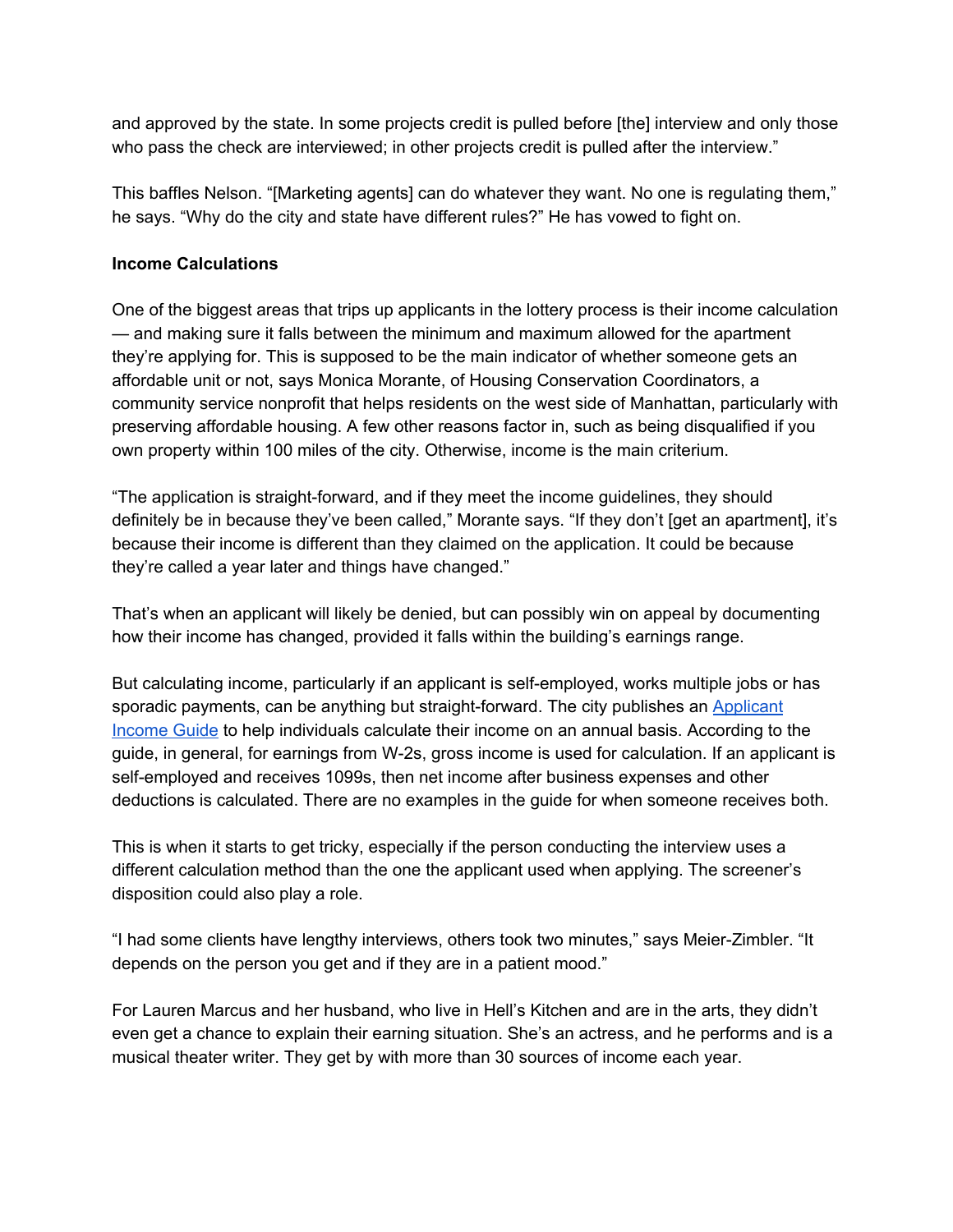and approved by the state. In some projects credit is pulled before [the] interview and only those who pass the check are interviewed; in other projects credit is pulled after the interview."

This baffles Nelson. "[Marketing agents] can do whatever they want. No one is regulating them," he says. "Why do the city and state have different rules?" He has vowed to fight on.

**Income Calculations**

One of the biggest areas that trips up applicants in the lottery process is their income calculation — and making sure it falls between the minimum and maximum allowed for the apartment they're applying for. This is supposed to be the main indicator of whether someone gets an affordable unit or not, says Monica Morante, of Housing Conservation Coordinators, a community service nonprofit that helps residents on the west side of Manhattan, particularly with preserving affordable housing. A few other reasons factor in, such as being disqualified if you own property within 100 miles of the city. Otherwise, income is the main criterium.

"The application is straight-forward, and if they meet the income guidelines, they should definitely be in because they've been called," Morante says. "If they don't [get an apartment], it's because their income is different than they claimed on the application. It could be because they're called a year later and things have changed."

That's when an applicant will likely be denied, but can possibly win on appeal by documenting how their income has changed, provided it falls within the building's earnings range.

But calculating income, particularly if an applicant is self-employed, works multiple jobs or has sporadic payments, can be anything but straight-forward. The city publishes an [Applicant Income Guide] to help individuals calculate their income on an annual basis. According to the guide, in general, for earnings from W-2s, gross income is used for calculation. If an applicant is self-employed and receives 1099s, then net income after business expenses and other deductions is calculated. There are no examples in the guide for when someone receives both.

This is when it starts to get tricky, especially if the person conducting the interview uses a different calculation method than the one the applicant used when applying. The screener's disposition could also play a role.

"I had some clients have lengthy interviews, others took two minutes," says Meier-Zimbler. "It depends on the person you get and if they are in a patient mood."

For Lauren Marcus and her husband, who live in Hell's Kitchen and are in the arts, they didn't even get a chance to explain their earning situation. She's an actress, and he performs and is a musical theater writer. They get by with more than 30 sources of income each year.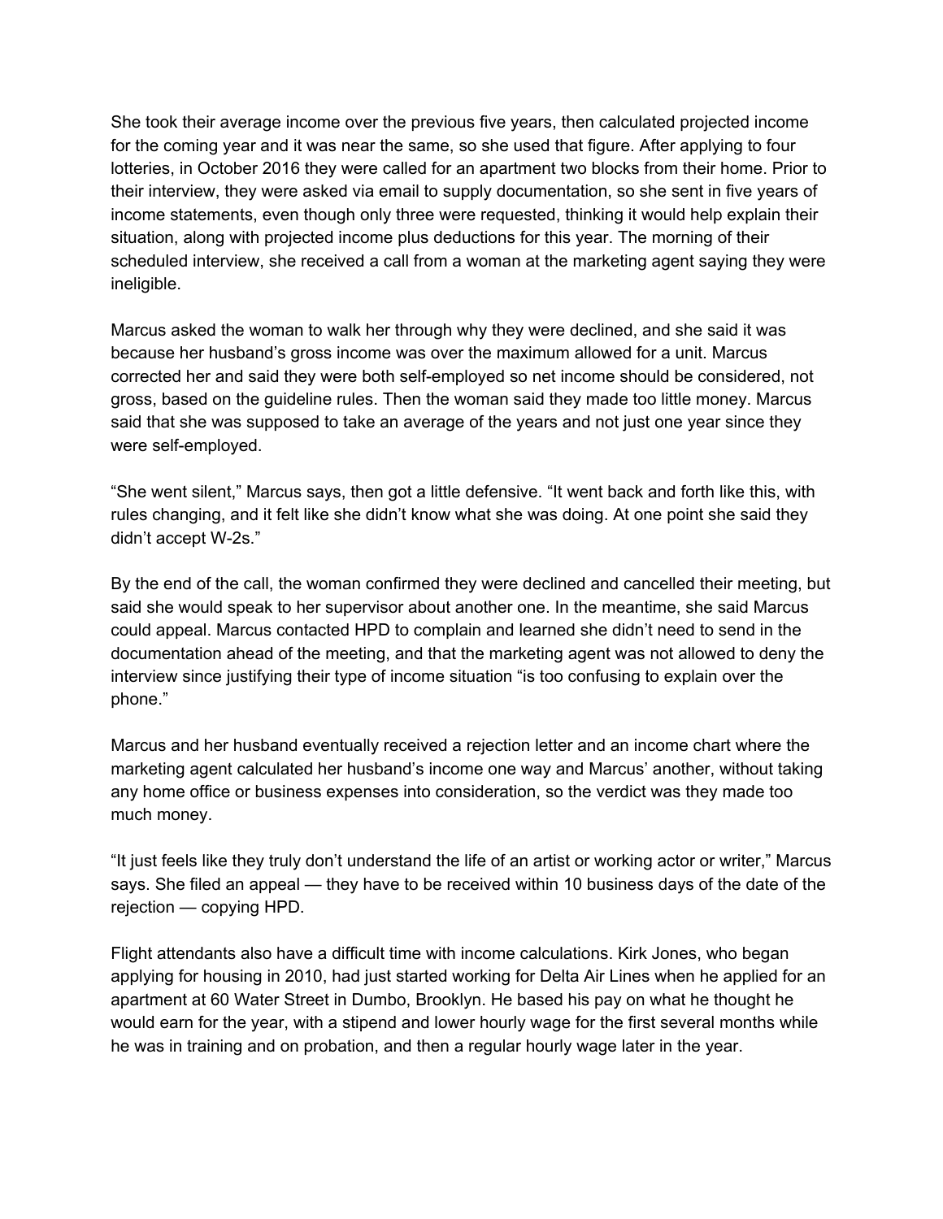She took their average income over the previous five years, then calculated projected income for the coming year and it was near the same, so she used that figure. After applying to four lotteries, in October 2016 they were called for an apartment two blocks from their home. Prior to their interview, they were asked via email to supply documentation, so she sent in five years of income statements, even though only three were requested, thinking it would help explain their situation, along with projected income plus deductions for this year. The morning of their scheduled interview, she received a call from a woman at the marketing agent saying they were ineligible.

Marcus asked the woman to walk her through why they were declined, and she said it was because her husband's gross income was over the maximum allowed for a unit. Marcus corrected her and said they were both self-employed so net income should be considered, not gross, based on the guideline rules. Then the woman said they made too little money. Marcus said that she was supposed to take an average of the years and not just one year since they were self-employed.

"She went silent," Marcus says, then got a little defensive. "It went back and forth like this, with rules changing, and it felt like she didn't know what she was doing. At one point she said they didn't accept W-2s."

By the end of the call, the woman confirmed they were declined and cancelled their meeting, but said she would speak to her supervisor about another one. In the meantime, she said Marcus could appeal. Marcus contacted HPD to complain and learned she didn't need to send in the documentation ahead of the meeting, and that the marketing agent was not allowed to deny the interview since justifying their type of income situation "is too confusing to explain over the phone."

Marcus and her husband eventually received a rejection letter and an income chart where the marketing agent calculated her husband's income one way and Marcus' another, without taking any home office or business expenses into consideration, so the verdict was they made too much money.

"It just feels like they truly don't understand the life of an artist or working actor or writer," Marcus says. She filed an appeal — they have to be received within 10 business days of the date of the rejection — copying HPD.

Flight attendants also have a difficult time with income calculations. Kirk Jones, who began applying for housing in 2010, had just started working for Delta Air Lines when he applied for an apartment at 60 Water Street in Dumbo, Brooklyn. He based his pay on what he thought he would earn for the year, with a stipend and lower hourly wage for the first several months while he was in training and on probation, and then a regular hourly wage later in the year.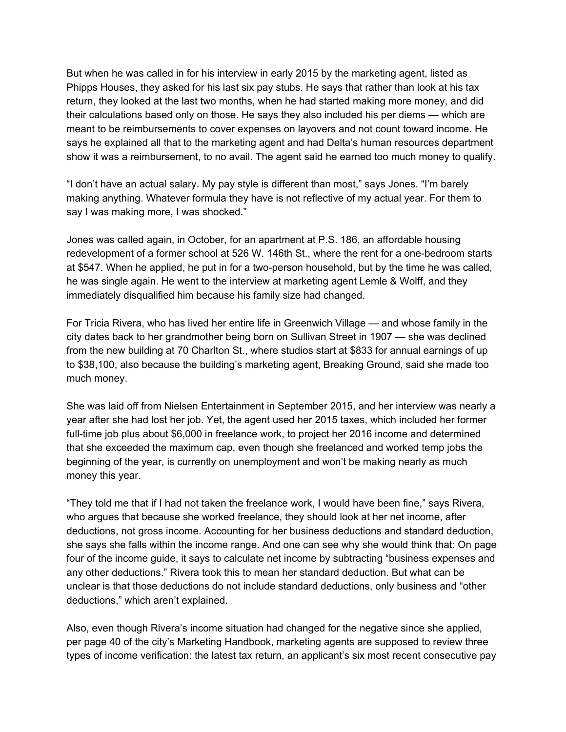But when he was called in for his interview in early 2015 by the marketing agent, listed as Phipps Houses, they asked for his last six pay stubs. He says that rather than look at his tax return, they looked at the last two months, when he had started making more money, and did their calculations based only on those. He says they also included his per diems — which are meant to be reimbursements to cover expenses on layovers and not count toward income. He says he explained all that to the marketing agent and had Delta's human resources department show it was a reimbursement, to no avail. The agent said he earned too much money to qualify.

"I don't have an actual salary. My pay style is different than most," says Jones. "I'm barely making anything. Whatever formula they have is not reflective of my actual year. For them to say I was making more, I was shocked."

Jones was called again, in October, for an apartment at P.S. 186, an affordable housing redevelopment of a former school at 526 W. 146th St., where the rent for a one-bedroom starts at $547. When he applied, he put in for a two-person household, but by the time he was called, he was single again. He went to the interview at marketing agent Lemle & Wolff, and they immediately disqualified him because his family size had changed.

For Tricia Rivera, who has lived her entire life in Greenwich Village — and whose family in the city dates back to her grandmother being born on Sullivan Street in 1907 — she was declined from the new building at 70 Charlton St., where studios start at $833 for annual earnings of up to $38,100, also because the building's marketing agent, Breaking Ground, said she made too much money.

She was laid off from Nielsen Entertainment in September 2015, and her interview was nearly a year after she had lost her job. Yet, the agent used her 2015 taxes, which included her former full-time job plus about $6,000 in freelance work, to project her 2016 income and determined that she exceeded the maximum cap, even though she freelanced and worked temp jobs the beginning of the year, is currently on unemployment and won't be making nearly as much money this year.

"They told me that if I had not taken the freelance work, I would have been fine," says Rivera, who argues that because she worked freelance, they should look at her net income, after deductions, not gross income. Accounting for her business deductions and standard deduction, she says she falls within the income range. And one can see why she would think that: On page four of the income guide, it says to calculate net income by subtracting "business expenses and any other deductions." Rivera took this to mean her standard deduction. But what can be unclear is that those deductions do not include standard deductions, only business and "other deductions," which aren't explained.

Also, even though Rivera's income situation had changed for the negative since she applied, per page 40 of the city's Marketing Handbook, marketing agents are supposed to review three types of income verification: the latest tax return, an applicant's six most recent consecutive pay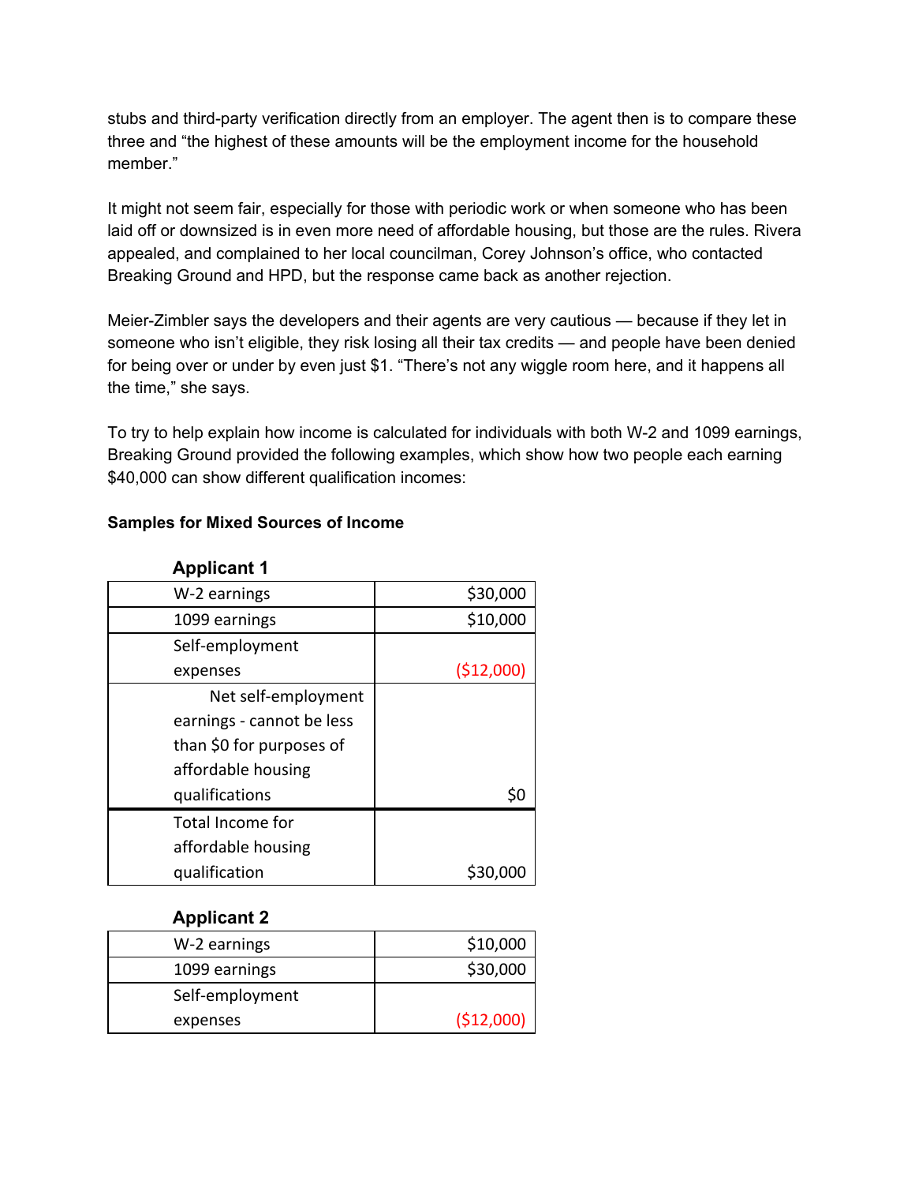stubs and third-party verification directly from an employer. The agent then is to compare these three and "the highest of these amounts will be the employment income for the household member."

It might not seem fair, especially for those with periodic work or when someone who has been laid off or downsized is in even more need of affordable housing, but those are the rules. Rivera appealed, and complained to her local councilman, Corey Johnson's office, who contacted Breaking Ground and HPD, but the response came back as another rejection.

Meier-Zimbler says the developers and their agents are very cautious — because if they let in someone who isn't eligible, they risk losing all their tax credits — and people have been denied for being over or under by even just $1. "There's not any wiggle room here, and it happens all the time," she says.

To try to help explain how income is calculated for individuals with both W-2 and 1099 earnings, Breaking Ground provided the following examples, which show how two people each earning $40,000 can show different qualification incomes:

**Samples for Mixed Sources of Income**

**Applicant 1**

| | |
|---|---|
| W-2 earnings | $30,000 |
| 1099 earnings | $10,000 |
| Self-employment expenses | ($12,000) |
| Net self-employment earnings - cannot be less than $0 for purposes of affordable housing qualifications | $0 |
| Total Income for affordable housing qualification | $30,000 |

**Applicant 2**

| | |
|---|---|
| W-2 earnings | $10,000 |
| 1099 earnings | $30,000 |
| Self-employment expenses | ($12,000) |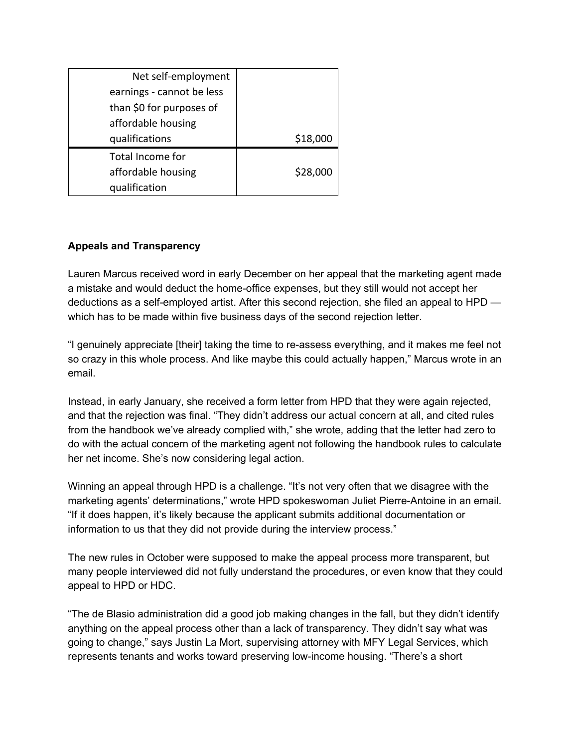| Net self-employment earnings - cannot be less than $0 for purposes of affordable housing qualifications | $18,000 |
|---|---|
| Total Income for affordable housing qualification | $28,000 |

**Appeals and Transparency**

Lauren Marcus received word in early December on her appeal that the marketing agent made a mistake and would deduct the home-office expenses, but they still would not accept her deductions as a self-employed artist. After this second rejection, she filed an appeal to HPD — which has to be made within five business days of the second rejection letter.

“I genuinely appreciate [their] taking the time to re-assess everything, and it makes me feel not so crazy in this whole process. And like maybe this could actually happen,” Marcus wrote in an email.

Instead, in early January, she received a form letter from HPD that they were again rejected, and that the rejection was final. “They didn’t address our actual concern at all, and cited rules from the handbook we’ve already complied with,” she wrote, adding that the letter had zero to do with the actual concern of the marketing agent not following the handbook rules to calculate her net income. She’s now considering legal action.

Winning an appeal through HPD is a challenge. “It’s not very often that we disagree with the marketing agents’ determinations,” wrote HPD spokeswoman Juliet Pierre-Antoine in an email. “If it does happen, it’s likely because the applicant submits additional documentation or information to us that they did not provide during the interview process.”

The new rules in October were supposed to make the appeal process more transparent, but many people interviewed did not fully understand the procedures, or even know that they could appeal to HPD or HDC.

“The de Blasio administration did a good job making changes in the fall, but they didn’t identify anything on the appeal process other than a lack of transparency. They didn’t say what was going to change,” says Justin La Mort, supervising attorney with MFY Legal Services, which represents tenants and works toward preserving low-income housing. “There’s a short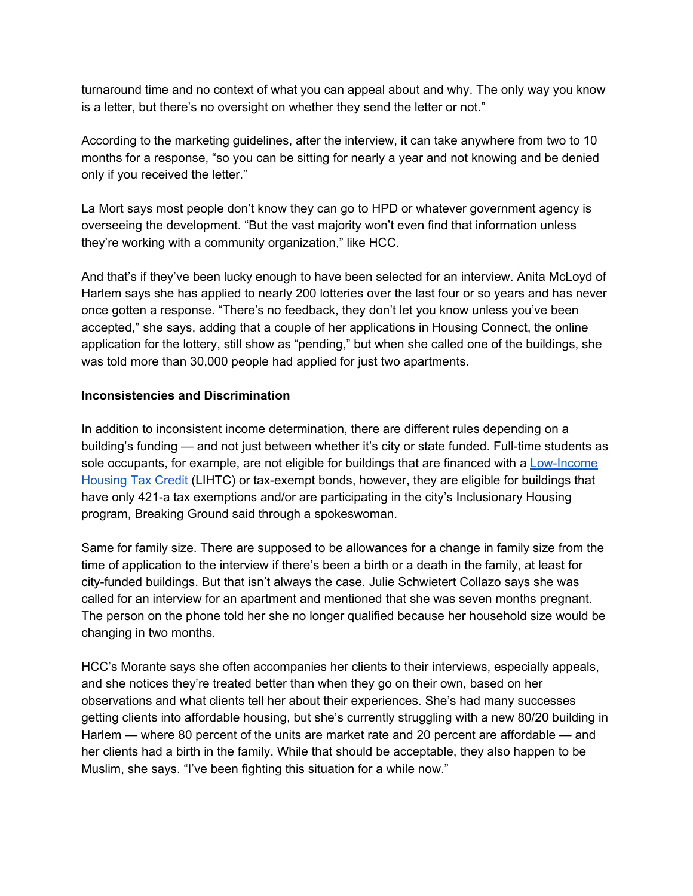turnaround time and no context of what you can appeal about and why. The only way you know is a letter, but there's no oversight on whether they send the letter or not."

According to the marketing guidelines, after the interview, it can take anywhere from two to 10 months for a response, "so you can be sitting for nearly a year and not knowing and be denied only if you received the letter."

La Mort says most people don't know they can go to HPD or whatever government agency is overseeing the development. "But the vast majority won't even find that information unless they're working with a community organization," like HCC.

And that's if they've been lucky enough to have been selected for an interview. Anita McLoyd of Harlem says she has applied to nearly 200 lotteries over the last four or so years and has never once gotten a response. "There's no feedback, they don't let you know unless you've been accepted," she says, adding that a couple of her applications in Housing Connect, the online application for the lottery, still show as "pending," but when she called one of the buildings, she was told more than 30,000 people had applied for just two apartments.

**Inconsistencies and Discrimination**

In addition to inconsistent income determination, there are different rules depending on a building's funding — and not just between whether it's city or state funded. Full-time students as sole occupants, for example, are not eligible for buildings that are financed with a [Low-Income Housing Tax Credit](#) (LIHTC) or tax-exempt bonds, however, they are eligible for buildings that have only 421-a tax exemptions and/or are participating in the city's Inclusionary Housing program, Breaking Ground said through a spokeswoman.

Same for family size. There are supposed to be allowances for a change in family size from the time of application to the interview if there's been a birth or a death in the family, at least for city-funded buildings. But that isn't always the case. Julie Schwietert Collazo says she was called for an interview for an apartment and mentioned that she was seven months pregnant. The person on the phone told her she no longer qualified because her household size would be changing in two months.

HCC's Morante says she often accompanies her clients to their interviews, especially appeals, and she notices they're treated better than when they go on their own, based on her observations and what clients tell her about their experiences. She's had many successes getting clients into affordable housing, but she's currently struggling with a new 80/20 building in Harlem — where 80 percent of the units are market rate and 20 percent are affordable — and her clients had a birth in the family. While that should be acceptable, they also happen to be Muslim, she says. "I've been fighting this situation for a while now."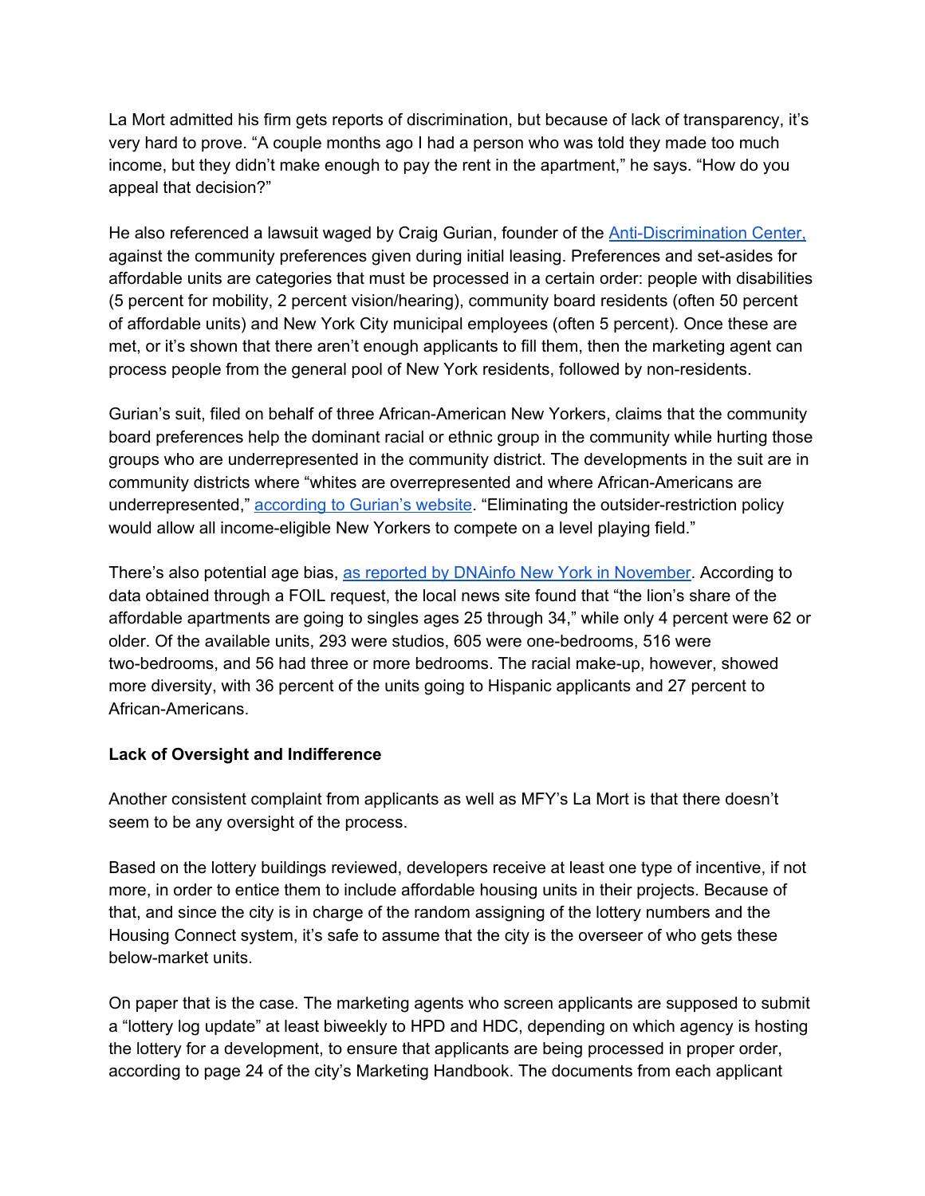La Mort admitted his firm gets reports of discrimination, but because of lack of transparency, it's very hard to prove. "A couple months ago I had a person who was told they made too much income, but they didn't make enough to pay the rent in the apartment," he says. "How do you appeal that decision?"

He also referenced a lawsuit waged by Craig Gurian, founder of the Anti-Discrimination Center, against the community preferences given during initial leasing. Preferences and set-asides for affordable units are categories that must be processed in a certain order: people with disabilities (5 percent for mobility, 2 percent vision/hearing), community board residents (often 50 percent of affordable units) and New York City municipal employees (often 5 percent). Once these are met, or it's shown that there aren't enough applicants to fill them, then the marketing agent can process people from the general pool of New York residents, followed by non-residents.

Gurian's suit, filed on behalf of three African-American New Yorkers, claims that the community board preferences help the dominant racial or ethnic group in the community while hurting those groups who are underrepresented in the community district. The developments in the suit are in community districts where "whites are overrepresented and where African-Americans are underrepresented," according to Gurian's website. "Eliminating the outsider-restriction policy would allow all income-eligible New Yorkers to compete on a level playing field."

There's also potential age bias, as reported by DNAinfo New York in November. According to data obtained through a FOIL request, the local news site found that "the lion's share of the affordable apartments are going to singles ages 25 through 34," while only 4 percent were 62 or older. Of the available units, 293 were studios, 605 were one-bedrooms, 516 were two-bedrooms, and 56 had three or more bedrooms. The racial make-up, however, showed more diversity, with 36 percent of the units going to Hispanic applicants and 27 percent to African-Americans.

**Lack of Oversight and Indifference**

Another consistent complaint from applicants as well as MFY's La Mort is that there doesn't seem to be any oversight of the process.

Based on the lottery buildings reviewed, developers receive at least one type of incentive, if not more, in order to entice them to include affordable housing units in their projects. Because of that, and since the city is in charge of the random assigning of the lottery numbers and the Housing Connect system, it's safe to assume that the city is the overseer of who gets these below-market units.

On paper that is the case. The marketing agents who screen applicants are supposed to submit a "lottery log update" at least biweekly to HPD and HDC, depending on which agency is hosting the lottery for a development, to ensure that applicants are being processed in proper order, according to page 24 of the city's Marketing Handbook. The documents from each applicant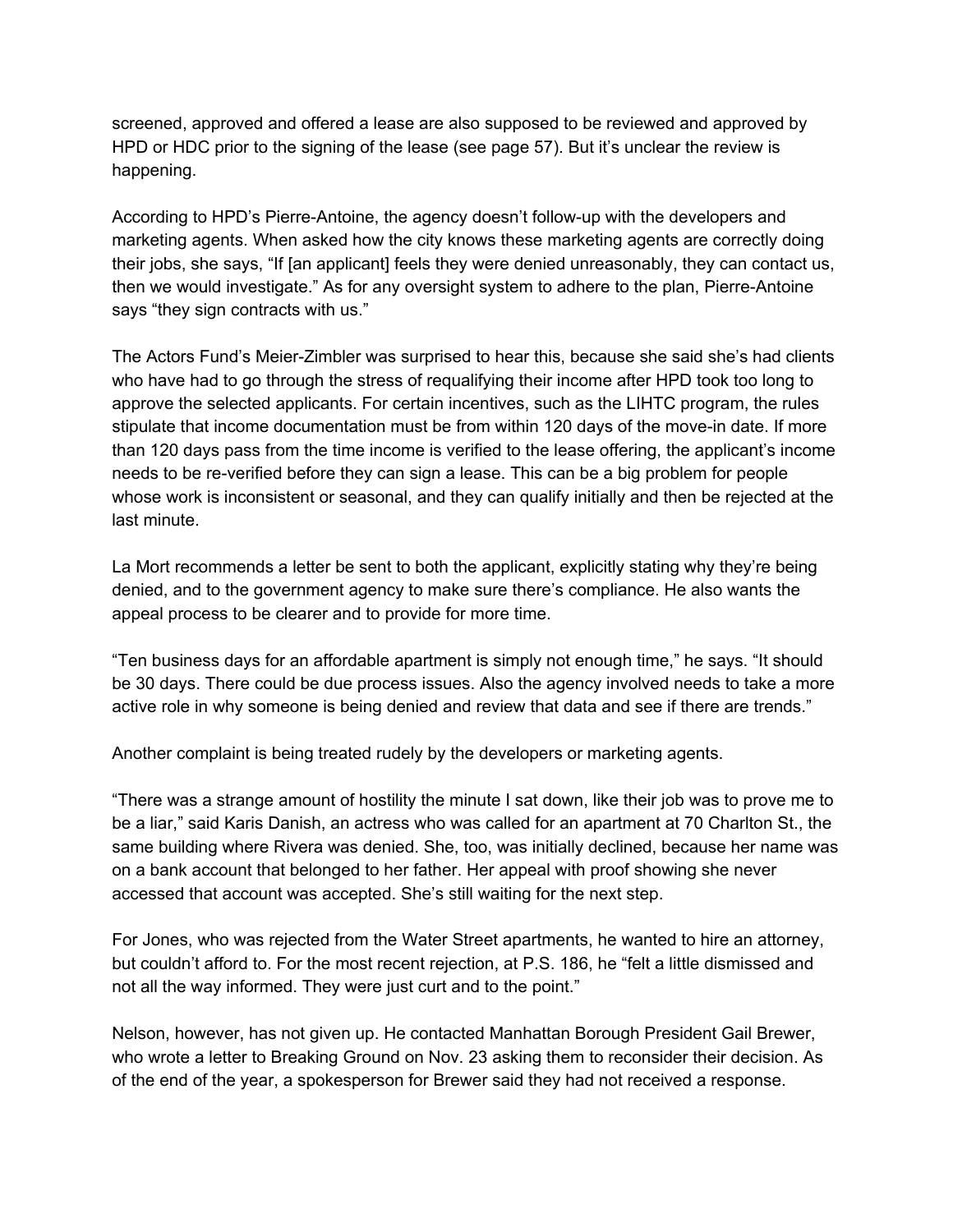screened, approved and offered a lease are also supposed to be reviewed and approved by HPD or HDC prior to the signing of the lease (see page 57). But it's unclear the review is happening.

According to HPD's Pierre-Antoine, the agency doesn't follow-up with the developers and marketing agents. When asked how the city knows these marketing agents are correctly doing their jobs, she says, "If [an applicant] feels they were denied unreasonably, they can contact us, then we would investigate." As for any oversight system to adhere to the plan, Pierre-Antoine says "they sign contracts with us."

The Actors Fund's Meier-Zimbler was surprised to hear this, because she said she's had clients who have had to go through the stress of requalifying their income after HPD took too long to approve the selected applicants. For certain incentives, such as the LIHTC program, the rules stipulate that income documentation must be from within 120 days of the move-in date. If more than 120 days pass from the time income is verified to the lease offering, the applicant's income needs to be re-verified before they can sign a lease. This can be a big problem for people whose work is inconsistent or seasonal, and they can qualify initially and then be rejected at the last minute.

La Mort recommends a letter be sent to both the applicant, explicitly stating why they're being denied, and to the government agency to make sure there's compliance. He also wants the appeal process to be clearer and to provide for more time.

"Ten business days for an affordable apartment is simply not enough time," he says. "It should be 30 days. There could be due process issues. Also the agency involved needs to take a more active role in why someone is being denied and review that data and see if there are trends."

Another complaint is being treated rudely by the developers or marketing agents.

"There was a strange amount of hostility the minute I sat down, like their job was to prove me to be a liar," said Karis Danish, an actress who was called for an apartment at 70 Charlton St., the same building where Rivera was denied. She, too, was initially declined, because her name was on a bank account that belonged to her father. Her appeal with proof showing she never accessed that account was accepted. She's still waiting for the next step.

For Jones, who was rejected from the Water Street apartments, he wanted to hire an attorney, but couldn't afford to. For the most recent rejection, at P.S. 186, he "felt a little dismissed and not all the way informed. They were just curt and to the point."

Nelson, however, has not given up. He contacted Manhattan Borough President Gail Brewer, who wrote a letter to Breaking Ground on Nov. 23 asking them to reconsider their decision. As of the end of the year, a spokesperson for Brewer said they had not received a response.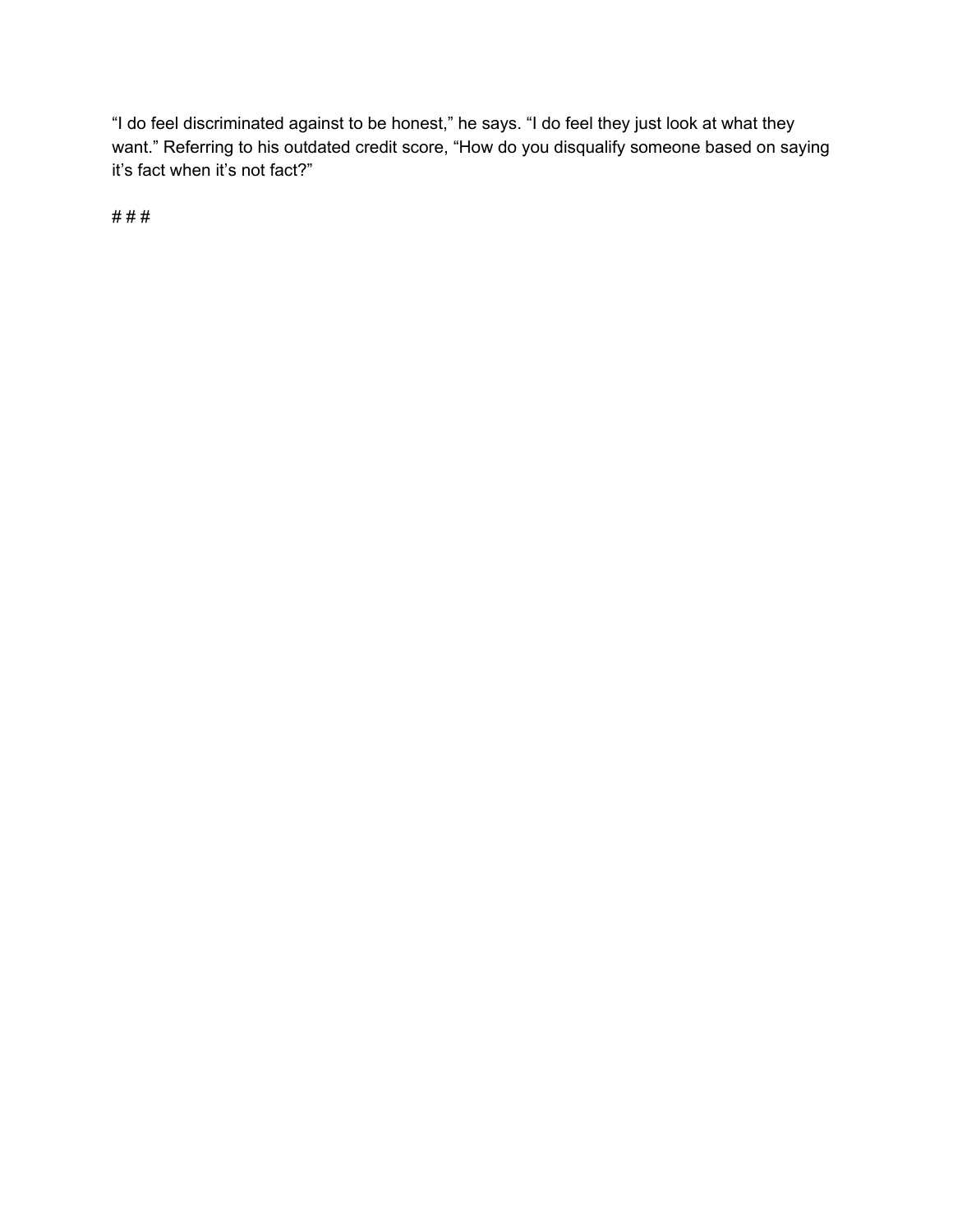“I do feel discriminated against to be honest,” he says. “I do feel they just look at what they want.” Referring to his outdated credit score, “How do you disqualify someone based on saying it’s fact when it’s not fact?”

# # #